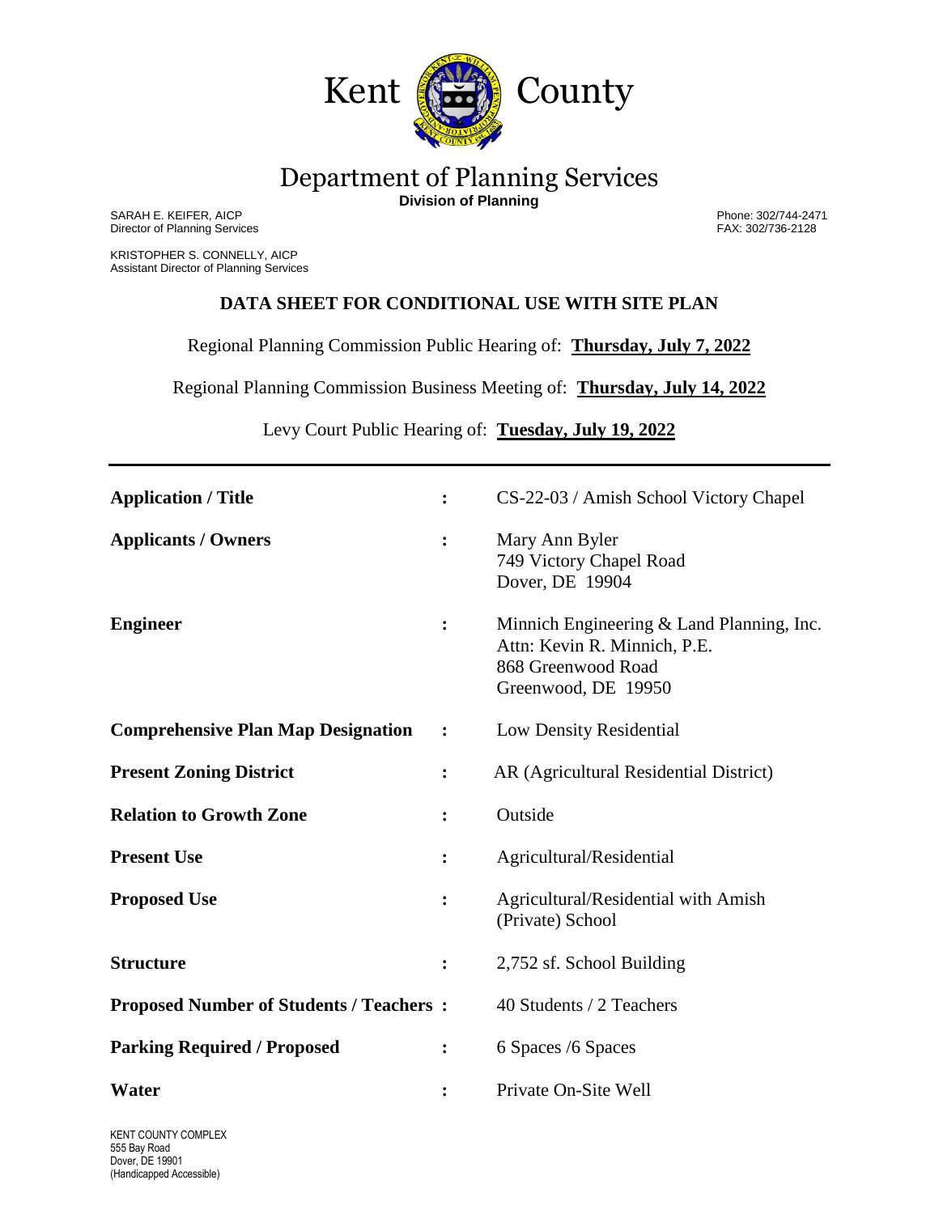# Kent County

## Department of Planning Services

**Division of Planning**

SARAH E. KEIFER, AICP
Director of Planning Services

KRISTOPHER S. CONNELLY, AICP
Assistant Director of Planning Services

Phone: 302/744-2471
FAX: 302/736-2128

### DATA SHEET FOR CONDITIONAL USE WITH SITE PLAN

Regional Planning Commission Public Hearing of: **Thursday, July 7, 2022**

Regional Planning Commission Business Meeting of: **Thursday, July 14, 2022**

Levy Court Public Hearing of: **Tuesday, July 19, 2022**

---

| | | |
|---|---|---|
| **Application / Title** | : | CS-22-03 / Amish School Victory Chapel |
| **Applicants / Owners** | : | Mary Ann Byler<br>749 Victory Chapel Road<br>Dover, DE 19904 |
| **Engineer** | : | Minnich Engineering & Land Planning, Inc.<br>Attn: Kevin R. Minnich, P.E.<br>868 Greenwood Road<br>Greenwood, DE 19950 |
| **Comprehensive Plan Map Designation** | : | Low Density Residential |
| **Present Zoning District** | : | AR (Agricultural Residential District) |
| **Relation to Growth Zone** | : | Outside |
| **Present Use** | : | Agricultural/Residential |
| **Proposed Use** | : | Agricultural/Residential with Amish (Private) School |
| **Structure** | : | 2,752 sf. School Building |
| **Proposed Number of Students / Teachers** | : | 40 Students / 2 Teachers |
| **Parking Required / Proposed** | : | 6 Spaces /6 Spaces |
| **Water** | : | Private On-Site Well |

KENT COUNTY COMPLEX
555 Bay Road
Dover, DE 19901
(Handicapped Accessible)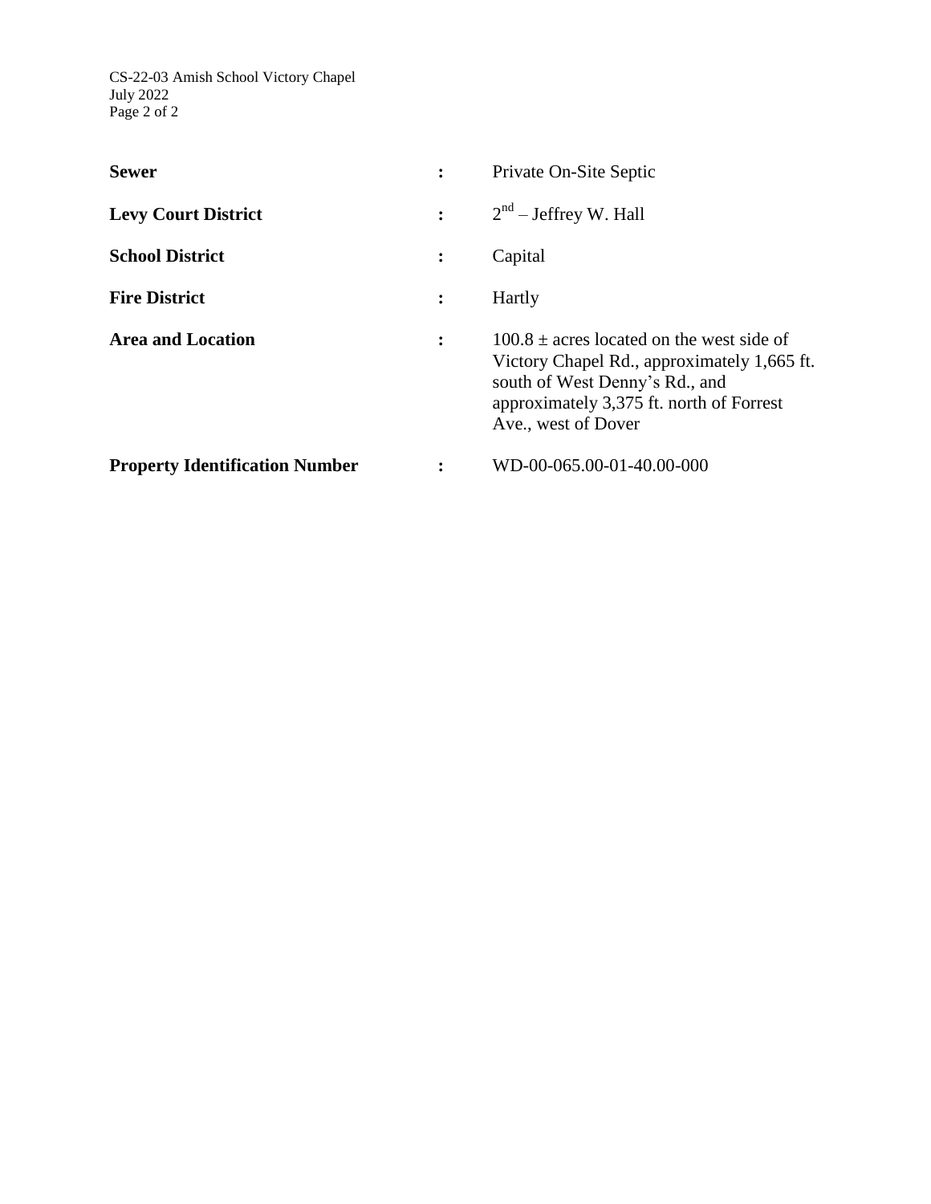| | | |
|---|---|---|
| **Sewer** | : | Private On-Site Septic |
| **Levy Court District** | : | 2nd – Jeffrey W. Hall |
| **School District** | : | Capital |
| **Fire District** | : | Hartly |
| **Area and Location** | : | 100.8 ± acres located on the west side of Victory Chapel Rd., approximately 1,665 ft. south of West Denny's Rd., and approximately 3,375 ft. north of Forrest Ave., west of Dover |
| **Property Identification Number** | : | WD-00-065.00-01-40.00-000 |